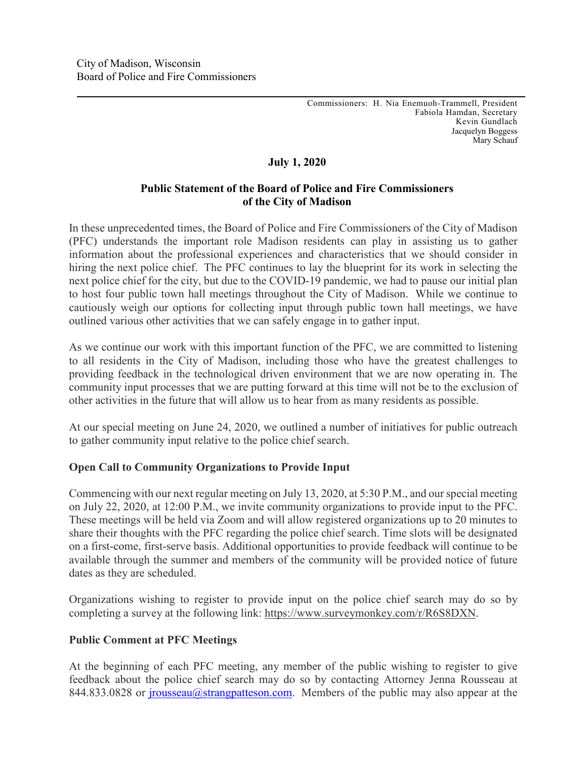City of Madison, Wisconsin
Board of Police and Fire Commissioners

---

Commissioners: H. Nia Enemuoh-Trammell, President
Fabiola Hamdan, Secretary
Kevin Gundlach
Jacquelyn Boggess
Mary Schauf

**July 1, 2020**

## Public Statement of the Board of Police and Fire Commissioners of the City of Madison

In these unprecedented times, the Board of Police and Fire Commissioners of the City of Madison (PFC) understands the important role Madison residents can play in assisting us to gather information about the professional experiences and characteristics that we should consider in hiring the next police chief. The PFC continues to lay the blueprint for its work in selecting the next police chief for the city, but due to the COVID-19 pandemic, we had to pause our initial plan to host four public town hall meetings throughout the City of Madison. While we continue to cautiously weigh our options for collecting input through public town hall meetings, we have outlined various other activities that we can safely engage in to gather input.

As we continue our work with this important function of the PFC, we are committed to listening to all residents in the City of Madison, including those who have the greatest challenges to providing feedback in the technological driven environment that we are now operating in. The community input processes that we are putting forward at this time will not be to the exclusion of other activities in the future that will allow us to hear from as many residents as possible.

At our special meeting on June 24, 2020, we outlined a number of initiatives for public outreach to gather community input relative to the police chief search.

### Open Call to Community Organizations to Provide Input

Commencing with our next regular meeting on July 13, 2020, at 5:30 P.M., and our special meeting on July 22, 2020, at 12:00 P.M., we invite community organizations to provide input to the PFC. These meetings will be held via Zoom and will allow registered organizations up to 20 minutes to share their thoughts with the PFC regarding the police chief search. Time slots will be designated on a first-come, first-serve basis. Additional opportunities to provide feedback will continue to be available through the summer and members of the community will be provided notice of future dates as they are scheduled.

Organizations wishing to register to provide input on the police chief search may do so by completing a survey at the following link: https://www.surveymonkey.com/r/R6S8DXN.

### Public Comment at PFC Meetings

At the beginning of each PFC meeting, any member of the public wishing to register to give feedback about the police chief search may do so by contacting Attorney Jenna Rousseau at 844.833.0828 or jrousseau@strangpatteson.com. Members of the public may also appear at the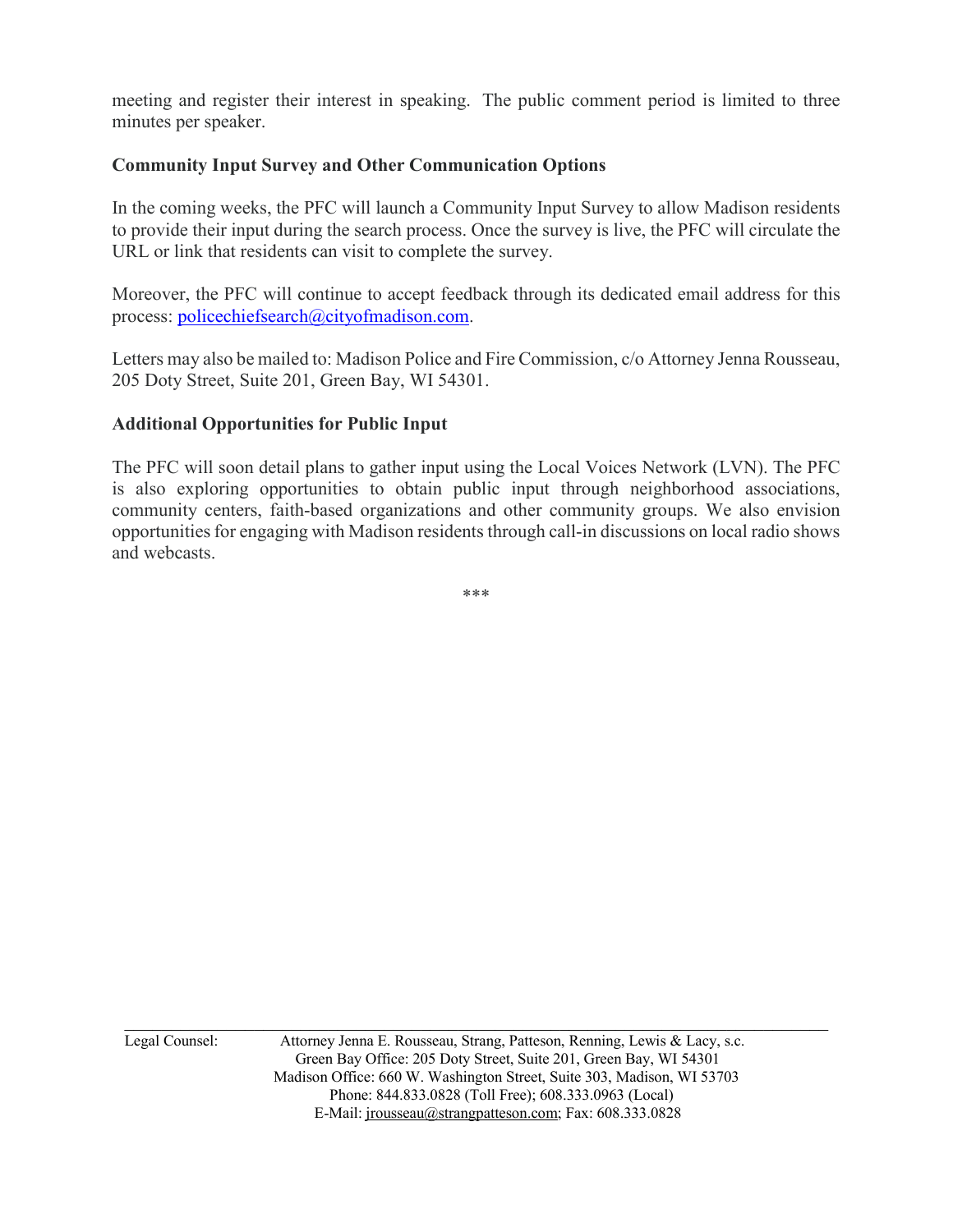meeting and register their interest in speaking. The public comment period is limited to three minutes per speaker.

**Community Input Survey and Other Communication Options**

In the coming weeks, the PFC will launch a Community Input Survey to allow Madison residents to provide their input during the search process. Once the survey is live, the PFC will circulate the URL or link that residents can visit to complete the survey.

Moreover, the PFC will continue to accept feedback through its dedicated email address for this process: policechiefsearch@cityofmadison.com.

Letters may also be mailed to: Madison Police and Fire Commission, c/o Attorney Jenna Rousseau, 205 Doty Street, Suite 201, Green Bay, WI 54301.

**Additional Opportunities for Public Input**

The PFC will soon detail plans to gather input using the Local Voices Network (LVN). The PFC is also exploring opportunities to obtain public input through neighborhood associations, community centers, faith-based organizations and other community groups. We also envision opportunities for engaging with Madison residents through call-in discussions on local radio shows and webcasts.

***

---

Legal Counsel: Attorney Jenna E. Rousseau, Strang, Patteson, Renning, Lewis & Lacy, s.c.
Green Bay Office: 205 Doty Street, Suite 201, Green Bay, WI 54301
Madison Office: 660 W. Washington Street, Suite 303, Madison, WI 53703
Phone: 844.833.0828 (Toll Free); 608.333.0963 (Local)
E-Mail: jrousseau@strangpatteson.com; Fax: 608.333.0828